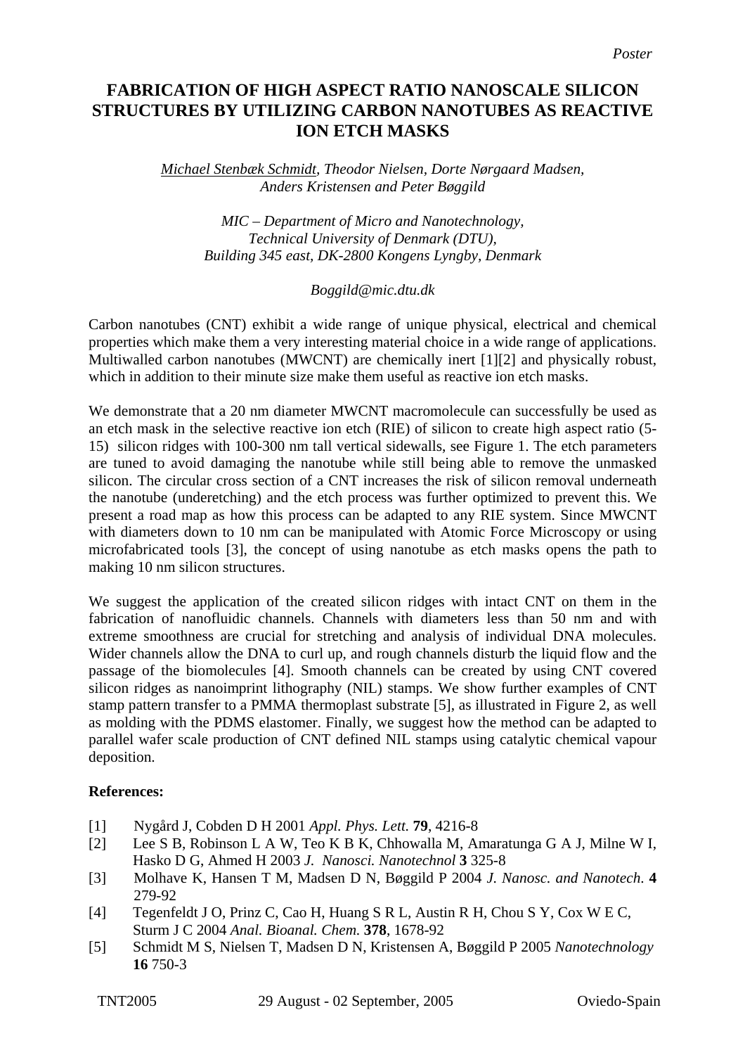*Poster*

# FABRICATION OF HIGH ASPECT RATIO NANOSCALE SILICON STRUCTURES BY UTILIZING CARBON NANOTUBES AS REACTIVE ION ETCH MASKS

*Michael Stenbæk Schmidt, Theodor Nielsen, Dorte Nørgaard Madsen, Anders Kristensen and Peter Bøggild*

*MIC – Department of Micro and Nanotechnology, Technical University of Denmark (DTU), Building 345 east, DK-2800 Kongens Lyngby, Denmark*

*Boggild@mic.dtu.dk*

Carbon nanotubes (CNT) exhibit a wide range of unique physical, electrical and chemical properties which make them a very interesting material choice in a wide range of applications. Multiwalled carbon nanotubes (MWCNT) are chemically inert [1][2] and physically robust, which in addition to their minute size make them useful as reactive ion etch masks.

We demonstrate that a 20 nm diameter MWCNT macromolecule can successfully be used as an etch mask in the selective reactive ion etch (RIE) of silicon to create high aspect ratio (5-15) silicon ridges with 100-300 nm tall vertical sidewalls, see Figure 1. The etch parameters are tuned to avoid damaging the nanotube while still being able to remove the unmasked silicon. The circular cross section of a CNT increases the risk of silicon removal underneath the nanotube (underetching) and the etch process was further optimized to prevent this. We present a road map as how this process can be adapted to any RIE system. Since MWCNT with diameters down to 10 nm can be manipulated with Atomic Force Microscopy or using microfabricated tools [3], the concept of using nanotube as etch masks opens the path to making 10 nm silicon structures.

We suggest the application of the created silicon ridges with intact CNT on them in the fabrication of nanofluidic channels. Channels with diameters less than 50 nm and with extreme smoothness are crucial for stretching and analysis of individual DNA molecules. Wider channels allow the DNA to curl up, and rough channels disturb the liquid flow and the passage of the biomolecules [4]. Smooth channels can be created by using CNT covered silicon ridges as nanoimprint lithography (NIL) stamps. We show further examples of CNT stamp pattern transfer to a PMMA thermoplast substrate [5], as illustrated in Figure 2, as well as molding with the PDMS elastomer. Finally, we suggest how the method can be adapted to parallel wafer scale production of CNT defined NIL stamps using catalytic chemical vapour deposition.

**References:**

[1] Nygård J, Cobden D H 2001 *Appl. Phys. Lett.* **79**, 4216-8

[2] Lee S B, Robinson L A W, Teo K B K, Chhowalla M, Amaratunga G A J, Milne W I, Hasko D G, Ahmed H 2003 *J. Nanosci. Nanotechnol* **3** 325-8

[3] Molhave K, Hansen T M, Madsen D N, Bøggild P 2004 *J. Nanosc. and Nanotech.* **4** 279-92

[4] Tegenfeldt J O, Prinz C, Cao H, Huang S R L, Austin R H, Chou S Y, Cox W E C, Sturm J C 2004 *Anal. Bioanal. Chem.* **378**, 1678-92

[5] Schmidt M S, Nielsen T, Madsen D N, Kristensen A, Bøggild P 2005 *Nanotechnology* **16** 750-3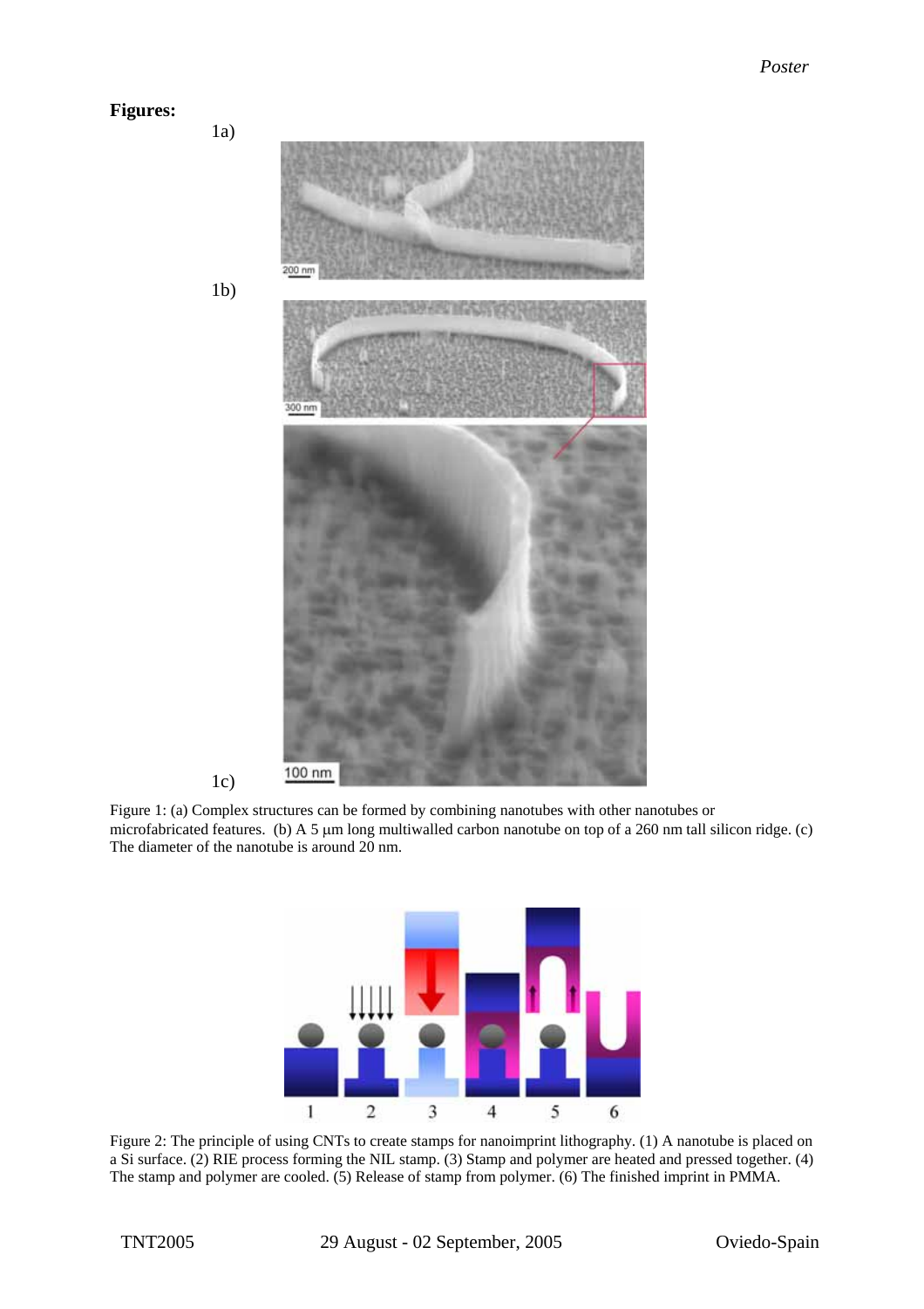**Figures:**

1a)

1b)

1c)

Figure 1: (a) Complex structures can be formed by combining nanotubes with other nanotubes or microfabricated features. (b) A 5 μm long multiwalled carbon nanotube on top of a 260 nm tall silicon ridge. (c) The diameter of the nanotube is around 20 nm.

Figure 2: The principle of using CNTs to create stamps for nanoimprint lithography. (1) A nanotube is placed on a Si surface. (2) RIE process forming the NIL stamp. (3) Stamp and polymer are heated and pressed together. (4) The stamp and polymer are cooled. (5) Release of stamp from polymer. (6) The finished imprint in PMMA.